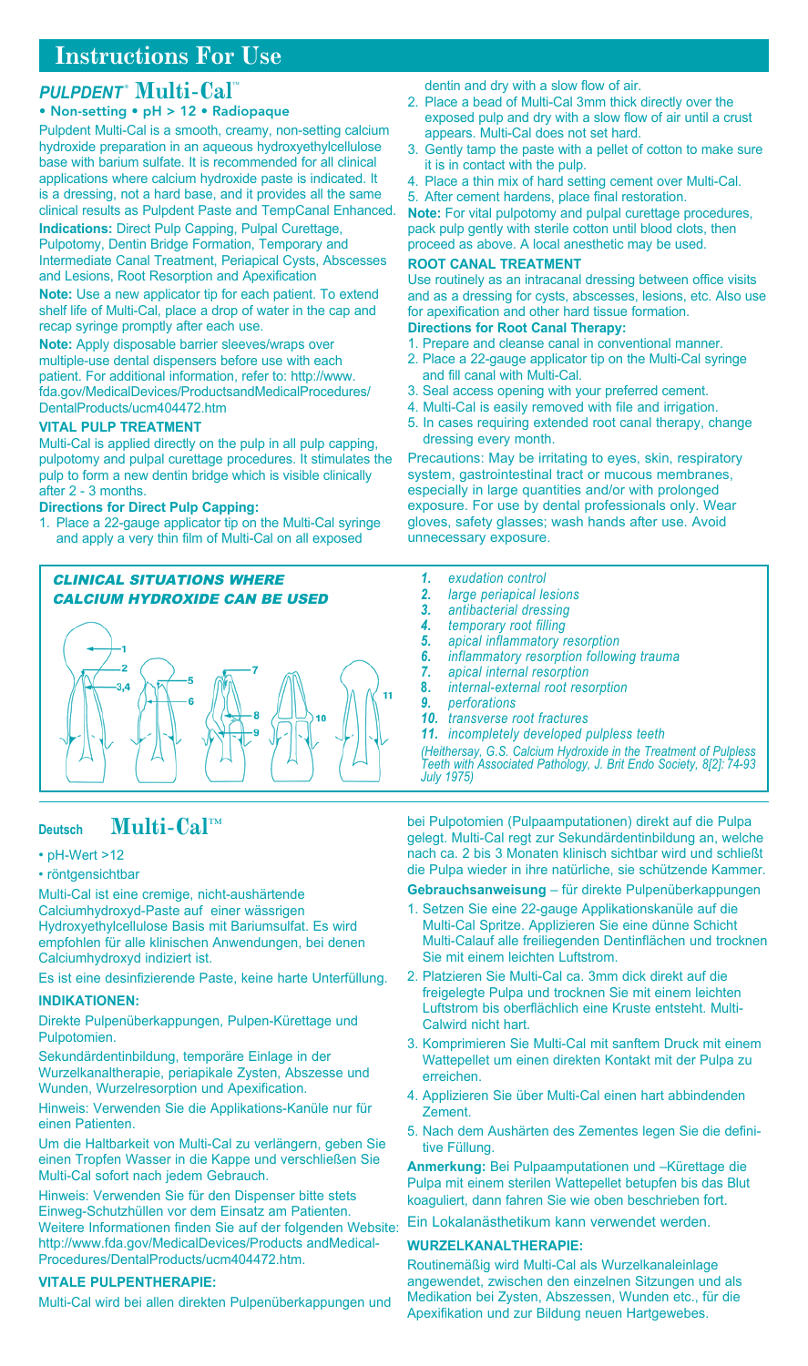# Instructions For Use

## *PULPDENT*® Multi-Cal™

**• Non-setting • pH > 12 • Radiopaque**

Pulpdent Multi-Cal is a smooth, creamy, non-setting calcium hydroxide preparation in an aqueous hydroxyethylcellulose base with barium sulfate. It is recommended for all clinical applications where calcium hydroxide paste is indicated. It is a dressing, not a hard base, and it provides all the same clinical results as Pulpdent Paste and TempCanal Enhanced.

**Indications:** Direct Pulp Capping, Pulpal Curettage, Pulpotomy, Dentin Bridge Formation, Temporary and Intermediate Canal Treatment, Periapical Cysts, Abscesses and Lesions, Root Resorption and Apexification

**Note:** Use a new applicator tip for each patient. To extend shelf life of Multi-Cal, place a drop of water in the cap and recap syringe promptly after each use.

**Note:** Apply disposable barrier sleeves/wraps over multiple-use dental dispensers before use with each patient. For additional information, refer to: http://www.fda.gov/MedicalDevices/ProductsandMedicalProcedures/DentalProducts/ucm404472.htm

### VITAL PULP TREATMENT

Multi-Cal is applied directly on the pulp in all pulp capping, pulpotomy and pulpal curettage procedures. It stimulates the pulp to form a new dentin bridge which is visible clinically after 2 - 3 months.

**Directions for Direct Pulp Capping:**

1. Place a 22-gauge applicator tip on the Multi-Cal syringe and apply a very thin film of Multi-Cal on all exposed dentin and dry with a slow flow of air.
2. Place a bead of Multi-Cal 3mm thick directly over the exposed pulp and dry with a slow flow of air until a crust appears. Multi-Cal does not set hard.
3. Gently tamp the paste with a pellet of cotton to make sure it is in contact with the pulp.
4. Place a thin mix of hard setting cement over Multi-Cal.
5. After cement hardens, place final restoration.

**Note:** For vital pulpotomy and pulpal curettage procedures, pack pulp gently with sterile cotton until blood clots, then proceed as above. A local anesthetic may be used.

### ROOT CANAL TREATMENT

Use routinely as an intracanal dressing between office visits and as a dressing for cysts, abscesses, lesions, etc. Also use for apexification and other hard tissue formation.

**Directions for Root Canal Therapy:**

1. Prepare and cleanse canal in conventional manner.
2. Place a 22-gauge applicator tip on the Multi-Cal syringe and fill canal with Multi-Cal.
3. Seal access opening with your preferred cement.
4. Multi-Cal is easily removed with file and irrigation.
5. In cases requiring extended root canal therapy, change dressing every month.

Precautions: May be irritating to eyes, skin, respiratory system, gastrointestinal tract or mucous membranes, especially in large quantities and/or with prolonged exposure. For use by dental professionals only. Wear gloves, safety glasses; wash hands after use. Avoid unnecessary exposure.

### *CLINICAL SITUATIONS WHERE CALCIUM HYDROXIDE CAN BE USED*

1. *exudation control*
2. *large periapical lesions*
3. *antibacterial dressing*
4. *temporary root filling*
5. *apical inflammatory resorption*
6. *inflammatory resorption following trauma*
7. *apical internal resorption*
8. *internal-external root resorption*
9. *perforations*
10. *transverse root fractures*
11. *incompletely developed pulpless teeth*

*(Heithersay, G.S. Calcium Hydroxide in the Treatment of Pulpless Teeth with Associated Pathology, J. Brit Endo Society, 8[2]: 74-93 July 1975)*

## Deutsch Multi-Cal™

- pH-Wert >12
- röntgensichtbar

Multi-Cal ist eine cremige, nicht-aushärtende Calciumhydroxyd-Paste auf einer wässrigen Hydroxyethylcellulose Basis mit Bariumsulfat. Es wird empfohlen für alle klinischen Anwendungen, bei denen Calciumhydroxyd indiziert ist.

Es ist eine desinfizierende Paste, keine harte Unterfüllung.

### INDIKATIONEN:

Direkte Pulpenüberkappungen, Pulpen-Kürettage und Pulpotomien.

Sekundärdentinbildung, temporäre Einlage in der Wurzelkanaltherapie, periapikale Zysten, Abszesse und Wunden, Wurzelresorption und Apexifikation.

Hinweis: Verwenden Sie die Applikations-Kanüle nur für einen Patienten.

Um die Haltbarkeit von Multi-Cal zu verlängern, geben Sie einen Tropfen Wasser in die Kappe und verschließen Sie Multi-Cal sofort nach jedem Gebrauch.

Hinweis: Verwenden Sie für den Dispenser bitte stets Einweg-Schutzhüllen vor dem Einsatz am Patienten. Weitere Informationen finden Sie auf der folgenden Website: http://www.fda.gov/MedicalDevices/Products andMedical-Procedures/DentalProducts/ucm404472.htm.

### VITALE PULPENTHERAPIE:

Multi-Cal wird bei allen direkten Pulpenüberkappungen und bei Pulpotomien (Pulpaamputationen) direkt auf die Pulpa gelegt. Multi-Cal regt zur Sekundärdentinbildung an, welche nach ca. 2 bis 3 Monaten klinisch sichtbar wird und schließt die Pulpa wieder in ihre natürliche, sie schützende Kammer.

**Gebrauchsanweisung** – für direkte Pulpenüberkappungen

1. Setzen Sie eine 22-gauge Applikationskanüle auf die Multi-Cal Spritze. Applizieren Sie eine dünne Schicht Multi-Calauf alle freiliegenden Dentinflächen und trocknen Sie mit einem leichten Luftstrom.
2. Platzieren Sie Multi-Cal ca. 3mm dick direkt auf die freigelegte Pulpa und trocknen Sie mit einem leichten Luftstrom bis oberflächlich eine Kruste entsteht. Multi-Calwird nicht hart.
3. Komprimieren Sie Multi-Cal mit sanftem Druck mit einem Wattepellet um einen direkten Kontakt mit der Pulpa zu erreichen.
4. Applizieren Sie über Multi-Cal einen hart abbindenden Zement.
5. Nach dem Aushärten des Zementes legen Sie die definitive Füllung.

**Anmerkung:** Bei Pulpaamputationen und –Kürettage die Pulpa mit einem sterilen Wattepellet betupfen bis das Blut koaguliert, dann fahren Sie wie oben beschrieben fort.

Ein Lokalanästhetikum kann verwendet werden.

### WURZELKANALTHERAPIE:

Routinemäßig wird Multi-Cal als Wurzelkanaleinlage angewendet, zwischen den einzelnen Sitzungen und als Medikation bei Zysten, Abszessen, Wunden etc., für die Apexifikation und zur Bildung neuen Hartgewebes.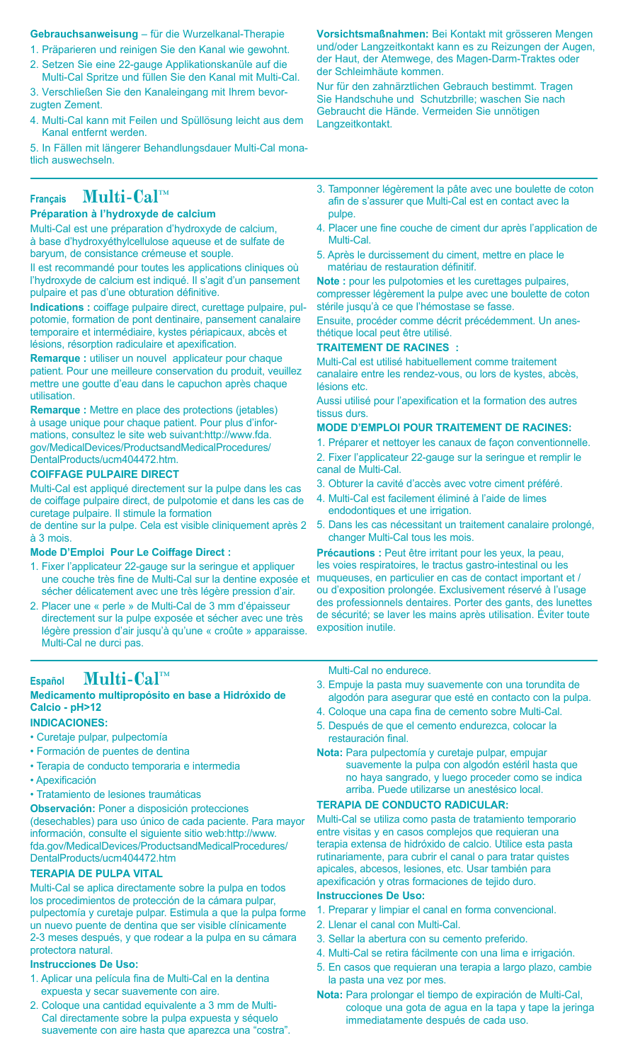**Gebrauchsanweisung** – für die Wurzelkanal-Therapie

1. Präparieren und reinigen Sie den Kanal wie gewohnt.
2. Setzen Sie eine 22-gauge Applikationskanüle auf die Multi-Cal Spritze und füllen Sie den Kanal mit Multi-Cal.
3. Verschließen Sie den Kanaleingang mit Ihrem bevorzugten Zement.
4. Multi-Cal kann mit Feilen und Spüllösung leicht aus dem Kanal entfernt werden.
5. In Fällen mit längerer Behandlungsdauer Multi-Cal monatlich auswechseln.

**Vorsichtsmaßnahmen:** Bei Kontakt mit grösseren Mengen und/oder Langzeitkontakt kann es zu Reizungen der Augen, der Haut, der Atemwege, des Magen-Darm-Traktes oder der Schleimhäute kommen.

Nur für den zahnärztlichen Gebrauch bestimmt. Tragen Sie Handschuhe und Schutzbrille; waschen Sie nach Gebraucht die Hände. Vermeiden Sie unnötigen Langzeitkontakt.

## Français Multi-Cal™

**Préparation à l'hydroxyde de calcium**

Multi-Cal est une préparation d'hydroxyde de calcium, à base d'hydroxyéthylcellulose aqueuse et de sulfate de baryum, de consistance crémeuse et souple.

Il est recommandé pour toutes les applications cliniques où l'hydroxyde de calcium est indiqué. Il s'agit d'un pansement pulpaire et pas d'une obturation définitive.

**Indications :** coiffage pulpaire direct, curettage pulpaire, pulpotomie, formation de pont dentinaire, pansement canalaire temporaire et intermédiaire, kystes périapicaux, abcès et lésions, résorption radiculaire et apexification.

**Remarque :** utiliser un nouvel applicateur pour chaque patient. Pour une meilleure conservation du produit, veuillez mettre une goutte d'eau dans le capuchon après chaque utilisation.

**Remarque :** Mettre en place des protections (jetables) à usage unique pour chaque patient. Pour plus d'informations, consultez le site web suivant:http://www.fda.gov/MedicalDevices/ProductsandMedicalProcedures/DentalProducts/ucm404472.htm.

**COIFFAGE PULPAIRE DIRECT**

Multi-Cal est appliqué directement sur la pulpe dans les cas de coiffage pulpaire direct, de pulpotomie et dans les cas de curetage pulpaire. Il stimule la formation de dentine sur la pulpe. Cela est visible cliniquement après 2 à 3 mois.

**Mode D'Emploi Pour Le Coiffage Direct :**

1. Fixer l'applicateur 22-gauge sur la seringue et appliquer une couche très fine de Multi-Cal sur la dentine exposée et sécher délicatement avec une très légère pression d'air.
2. Placer une « perle » de Multi-Cal de 3 mm d'épaisseur directement sur la pulpe exposée et sécher avec une très légère pression d'air jusqu'à qu'une « croûte » apparaisse. Multi-Cal ne durci pas.
3. Tamponner légèrement la pâte avec une boulette de coton afin de s'assurer que Multi-Cal est en contact avec la pulpe.
4. Placer une fine couche de ciment dur après l'application de Multi-Cal.
5. Après le durcissement du ciment, mettre en place le matériau de restauration définitif.

**Note :** pour les pulpotomies et les curettages pulpaires, compresser légèrement la pulpe avec une boulette de coton stérile jusqu'à ce que l'hémostase se fasse.

Ensuite, procéder comme décrit précédemment. Un anesthétique local peut être utilisé.

**TRAITEMENT DE RACINES :**

Multi-Cal est utilisé habituellement comme traitement canalaire entre les rendez-vous, ou lors de kystes, abcès, lésions etc.

Aussi utilisé pour l'apexification et la formation des autres tissus durs.

**MODE D'EMPLOI POUR TRAITEMENT DE RACINES:**

1. Préparer et nettoyer les canaux de façon conventionnelle.
2. Fixer l'applicateur 22-gauge sur la seringue et remplir le canal de Multi-Cal.
3. Obturer la cavité d'accès avec votre ciment préféré.
4. Multi-Cal est facilement éliminé à l'aide de limes endodontiques et une irrigation.
5. Dans les cas nécessitant un traitement canalaire prolongé, changer Multi-Cal tous les mois.

**Précautions :** Peut être irritant pour les yeux, la peau, les voies respiratoires, le tractus gastro-intestinal ou les muqueuses, en particulier en cas de contact important et / ou d'exposition prolongée. Exclusivement réservé à l'usage des professionnels dentaires. Porter des gants, des lunettes de sécurité; se laver les mains après utilisation. Éviter toute exposition inutile.

## Español Multi-Cal™

**Medicamento multipropósito en base a Hidróxido de Calcio - pH>12**

**INDICACIONES:**

- Curetaje pulpar, pulpectomía
- Formación de puentes de dentina
- Terapia de conducto temporaria e intermedia
- Apexificación
- Tratamiento de lesiones traumáticas

**Observación:** Poner a disposición protecciones (desechables) para uso único de cada paciente. Para mayor información, consulte el siguiente sitio web:http://www.fda.gov/MedicalDevices/ProductsandMedicalProcedures/DentalProducts/ucm404472.htm

**TERAPIA DE PULPA VITAL**

Multi-Cal se aplica directamente sobre la pulpa en todos los procedimientos de protección de la cámara pulpar, pulpectomía y curetaje pulpar. Estimula a que la pulpa forme un nuevo puente de dentina que ser visible clínicamente 2-3 meses después, y que rodear a la pulpa en su cámara protectora natural.

**Instrucciones De Uso:**

1. Aplicar una película fina de Multi-Cal en la dentina expuesta y secar suavemente con aire.
2. Coloque una cantidad equivalente a 3 mm de Multi-Cal directamente sobre la pulpa expuesta y séquelo suavemente con aire hasta que aparezca una "costra". Multi-Cal no endurece.
3. Empuje la pasta muy suavemente con una torundita de algodón para asegurar que esté en contacto con la pulpa.
4. Coloque una capa fina de cemento sobre Multi-Cal.
5. Después de que el cemento endurezca, colocar la restauración final.

**Nota:** Para pulpectomía y curetaje pulpar, empujar suavemente la pulpa con algodón estéril hasta que no haya sangrado, y luego proceder como se indica arriba. Puede utilizarse un anestésico local.

**TERAPIA DE CONDUCTO RADICULAR:**

Multi-Cal se utiliza como pasta de tratamiento temporario entre visitas y en casos complejos que requieran una terapia extensa de hidróxido de calcio. Utilice esta pasta rutinariamente, para cubrir el canal o para tratar quistes apicales, abcesos, lesiones, etc. Usar también para apexificación y otras formaciones de tejido duro.

**Instrucciones De Uso:**

1. Preparar y limpiar el canal en forma convencional.
2. Llenar el canal con Multi-Cal.
3. Sellar la abertura con su cemento preferido.
4. Multi-Cal se retira fácilmente con una lima e irrigación.
5. En casos que requieran una terapia a largo plazo, cambie la pasta una vez por mes.

**Nota:** Para prolongar el tiempo de expiración de Multi-Cal, coloque una gota de agua en la tapa y tape la jeringa immediatamente después de cada uso.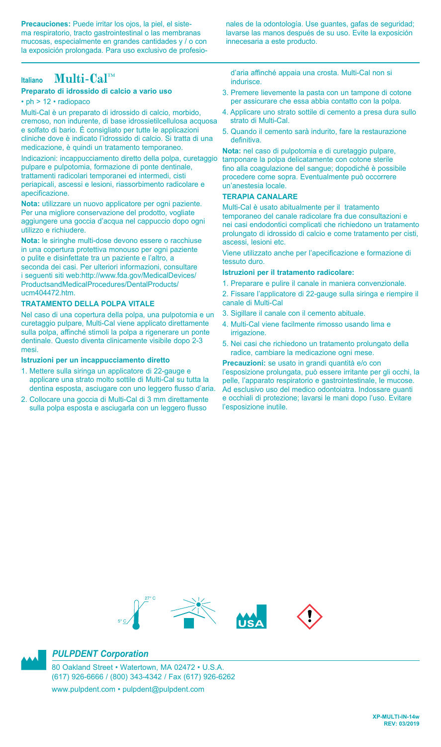**Precauciones:** Puede irritar los ojos, la piel, el sistema respiratorio, tracto gastrointestinal o las membranas mucosas, especialmente en grandes cantidades y / o con la exposición prolongada. Para uso exclusivo de profesionales de la odontología. Use guantes, gafas de seguridad; lavarse las manos después de su uso. Evite la exposición innecesaria a este producto.

## Italiano Multi-Cal™

**Preparato di idrossido di calcio a vario uso**

• ph > 12 • radiopaco

Multi-Cal è un preparato di idrossido di calcio, morbido, cremoso, non indurente, di base idrossietilcellulosa acquosa e solfato di bario. È consigliato per tutte le applicazioni cliniche dove è indicato l'idrossido di calcio. Si tratta di una medicazione, è quindi un trattamento temporaneo.

Indicazioni: incappucciamento diretto della polpa, curetaggio pulpare e pulpotomia, formazione di ponte dentinale, trattamenti radicolari temporanei ed intermedi, cisti periapicali, ascessi e lesioni, riassorbimento radicolare e apecificazione.

**Nota:** utilizzare un nuovo applicatore per ogni paziente. Per una migliore conservazione del prodotto, vogliate aggiungere una goccia d'acqua nel cappuccio dopo ogni utilizzo e richiudere.

**Nota:** le siringhe multi-dose devono essere o racchiuse in una copertura protettiva monouso per ogni paziente o pulite e disinfettate tra un paziente e l'altro, a seconda dei casi. Per ulteriori informazioni, consultare i seguenti siti web:http://www.fda.gov/MedicalDevices/ProductsandMedicalProcedures/DentalProducts/ucm404472.htm.

### TRATTAMENTO DELLA POLPA VITALE

Nel caso di una copertura della polpa, una pulpotomia e un curetaggio pulpare, Multi-Cal viene applicato direttamente sulla polpa, affinché stimoli la polpa a rigenerare un ponte dentinale. Questo diventa clinicamente visibile dopo 2-3 mesi.

**Istruzioni per un incappucciamento diretto**

1. Mettere sulla siringa un applicatore di 22-gauge e applicare uno strato molto sottile di Multi-Cal su tutta la dentina esposta, asciugare con uno leggero flusso d'aria.
2. Collocare una goccia di Multi-Cal di 3 mm direttamente sulla polpa esposta e asciugarla con un leggero flusso d'aria affinché appaia una crosta. Multi-Cal non si indurisce.
3. Premere lievemente la pasta con un tampone di cotone per assicurare che essa abbia contatto con la polpa.
4. Applicare uno strato sottile di cemento a presa dura sullo strato di Multi-Cal.
5. Quando il cemento sarà indurito, fare la restaurazione definitiva.

**Nota:** nel caso di pulpotomia e di curetaggio pulpare, tamponare la polpa delicatamente con cotone sterile fino alla coagulazione del sangue; dopodiché è possibile procedere come sopra. Eventualmente può occorrere un'anestesia locale.

### TERAPIA CANALARE

Multi-Cal è usato abitualmente per il tratamento temporaneo del canale radicolare fra due consultazioni e nei casi endodontici complicati che richiedono un tratamento prolungato di idrossido di calcio e come tratamento per cisti, ascessi, lesioni etc.

Viene utilizzato anche per l'apecificazione e formazione di tessuto duro.

**Istruzioni per il tratamento radicolare:**

1. Preparare e pulire il canale in maniera convenzionale.
2. Fissare l'applicatore di 22-gauge sulla siringa e riempire il canale di Multi-Cal
3. Sigillare il canale con il cemento abituale.
4. Multi-Cal viene facilmente rimosso usando lima e irrigazione.
5. Nei casi che richiedono un tratamento prolungato della radice, cambiare la medicazione ogni mese.

**Precauzioni:** se usato in grandi quantità e/o con l'esposizione prolungata, può essere irritante per gli occhi, la pelle, l'apparato respiratorio e gastrointestinale, le mucose. Ad esclusivo uso del medico odontoiatra. Indossare guanti e occhiali di protezione; lavarsi le mani dopo l'uso. Evitare l'esposizione inutile.

5° C 27° C

USA

***PULPDENT Corporation***

80 Oakland Street • Watertown, MA 02472 • U.S.A.
(617) 926-6666 / (800) 343-4342 / Fax (617) 926-6262
www.pulpdent.com • pulpdent@pulpdent.com

**XP-MULTI-IN-14w**
**REV: 03/2019**